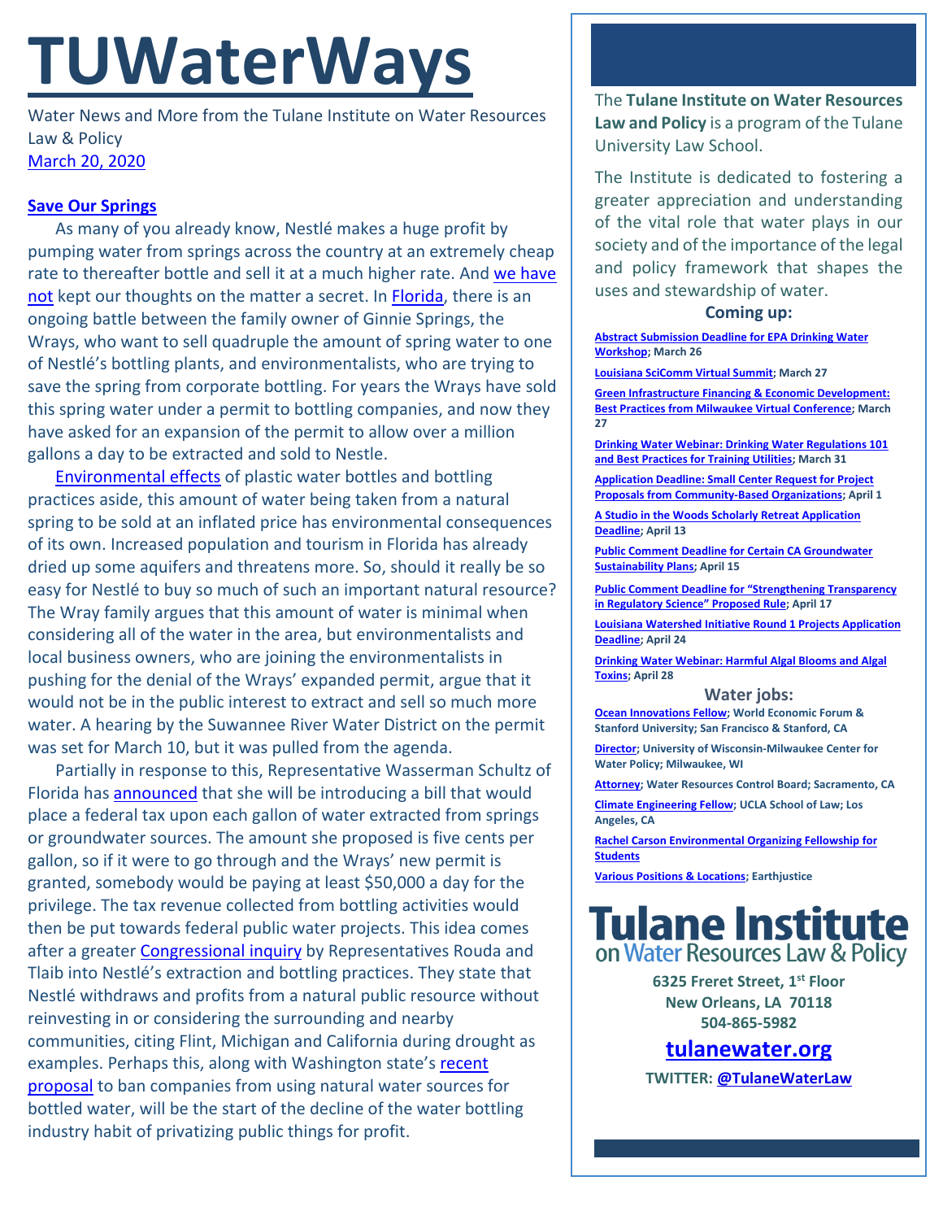# TUWaterWays

Water News and More from the Tulane Institute on Water Resources Law & Policy
March 20, 2020

## Save Our Springs

As many of you already know, Nestlé makes a huge profit by pumping water from springs across the country at an extremely cheap rate to thereafter bottle and sell it at a much higher rate. And we have not kept our thoughts on the matter a secret. In Florida, there is an ongoing battle between the family owner of Ginnie Springs, the Wrays, who want to sell quadruple the amount of spring water to one of Nestlé's bottling plants, and environmentalists, who are trying to save the spring from corporate bottling. For years the Wrays have sold this spring water under a permit to bottling companies, and now they have asked for an expansion of the permit to allow over a million gallons a day to be extracted and sold to Nestle.

Environmental effects of plastic water bottles and bottling practices aside, this amount of water being taken from a natural spring to be sold at an inflated price has environmental consequences of its own. Increased population and tourism in Florida has already dried up some aquifers and threatens more. So, should it really be so easy for Nestlé to buy so much of such an important natural resource? The Wray family argues that this amount of water is minimal when considering all of the water in the area, but environmentalists and local business owners, who are joining the environmentalists in pushing for the denial of the Wrays' expanded permit, argue that it would not be in the public interest to extract and sell so much more water. A hearing by the Suwannee River Water District on the permit was set for March 10, but it was pulled from the agenda.

Partially in response to this, Representative Wasserman Schultz of Florida has announced that she will be introducing a bill that would place a federal tax upon each gallon of water extracted from springs or groundwater sources. The amount she proposed is five cents per gallon, so if it were to go through and the Wrays' new permit is granted, somebody would be paying at least $50,000 a day for the privilege. The tax revenue collected from bottling activities would then be put towards federal public water projects. This idea comes after a greater Congressional inquiry by Representatives Rouda and Tlaib into Nestlé's extraction and bottling practices. They state that Nestlé withdraws and profits from a natural public resource without reinvesting in or considering the surrounding and nearby communities, citing Flint, Michigan and California during drought as examples. Perhaps this, along with Washington state's recent proposal to ban companies from using natural water sources for bottled water, will be the start of the decline of the water bottling industry habit of privatizing public things for profit.

The **Tulane Institute on Water Resources Law and Policy** is a program of the Tulane University Law School.

The Institute is dedicated to fostering a greater appreciation and understanding of the vital role that water plays in our society and of the importance of the legal and policy framework that shapes the uses and stewardship of water.

### Coming up:

- **Abstract Submission Deadline for EPA Drinking Water Workshop; March 26**
- **Louisiana SciComm Virtual Summit; March 27**
- **Green Infrastructure Financing & Economic Development: Best Practices from Milwaukee Virtual Conference; March 27**
- **Drinking Water Webinar: Drinking Water Regulations 101 and Best Practices for Training Utilities; March 31**
- **Application Deadline: Small Center Request for Project Proposals from Community-Based Organizations; April 1**
- **A Studio in the Woods Scholarly Retreat Application Deadline; April 13**
- **Public Comment Deadline for Certain CA Groundwater Sustainability Plans; April 15**
- **Public Comment Deadline for "Strengthening Transparency in Regulatory Science" Proposed Rule; April 17**
- **Louisiana Watershed Initiative Round 1 Projects Application Deadline; April 24**
- **Drinking Water Webinar: Harmful Algal Blooms and Algal Toxins; April 28**

### Water jobs:

- **Ocean Innovations Fellow; World Economic Forum & Stanford University; San Francisco & Stanford, CA**
- **Director; University of Wisconsin-Milwaukee Center for Water Policy; Milwaukee, WI**
- **Attorney; Water Resources Control Board; Sacramento, CA**
- **Climate Engineering Fellow; UCLA School of Law; Los Angeles, CA**
- **Rachel Carson Environmental Organizing Fellowship for Students**
- **Various Positions & Locations; Earthjustice**

**Tulane Institute on Water Resources Law & Policy**

**6325 Freret Street, 1st Floor**
**New Orleans, LA 70118**
**504-865-5982**

**tulanewater.org**

**TWITTER: @TulaneWaterLaw**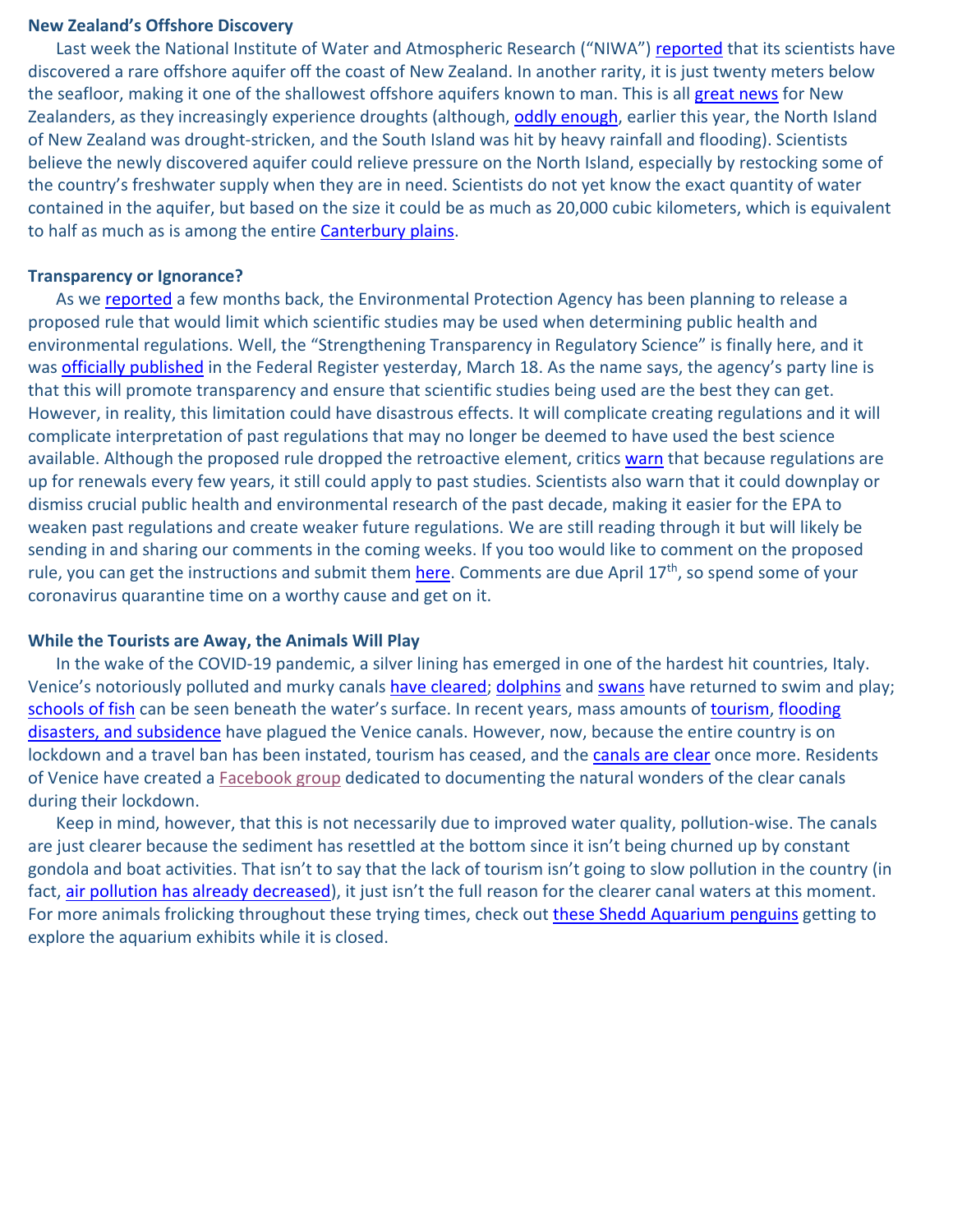**New Zealand's Offshore Discovery**

Last week the National Institute of Water and Atmospheric Research ("NIWA") reported that its scientists have discovered a rare offshore aquifer off the coast of New Zealand. In another rarity, it is just twenty meters below the seafloor, making it one of the shallowest offshore aquifers known to man. This is all great news for New Zealanders, as they increasingly experience droughts (although, oddly enough, earlier this year, the North Island of New Zealand was drought-stricken, and the South Island was hit by heavy rainfall and flooding). Scientists believe the newly discovered aquifer could relieve pressure on the North Island, especially by restocking some of the country's freshwater supply when they are in need. Scientists do not yet know the exact quantity of water contained in the aquifer, but based on the size it could be as much as 20,000 cubic kilometers, which is equivalent to half as much as is among the entire Canterbury plains.

**Transparency or Ignorance?**

As we reported a few months back, the Environmental Protection Agency has been planning to release a proposed rule that would limit which scientific studies may be used when determining public health and environmental regulations. Well, the "Strengthening Transparency in Regulatory Science" is finally here, and it was officially published in the Federal Register yesterday, March 18. As the name says, the agency's party line is that this will promote transparency and ensure that scientific studies being used are the best they can get. However, in reality, this limitation could have disastrous effects. It will complicate creating regulations and it will complicate interpretation of past regulations that may no longer be deemed to have used the best science available. Although the proposed rule dropped the retroactive element, critics warn that because regulations are up for renewals every few years, it still could apply to past studies. Scientists also warn that it could downplay or dismiss crucial public health and environmental research of the past decade, making it easier for the EPA to weaken past regulations and create weaker future regulations. We are still reading through it but will likely be sending in and sharing our comments in the coming weeks. If you too would like to comment on the proposed rule, you can get the instructions and submit them here. Comments are due April 17th, so spend some of your coronavirus quarantine time on a worthy cause and get on it.

**While the Tourists are Away, the Animals Will Play**

In the wake of the COVID-19 pandemic, a silver lining has emerged in one of the hardest hit countries, Italy. Venice's notoriously polluted and murky canals have cleared; dolphins and swans have returned to swim and play; schools of fish can be seen beneath the water's surface. In recent years, mass amounts of tourism, flooding disasters, and subsidence have plagued the Venice canals. However, now, because the entire country is on lockdown and a travel ban has been instated, tourism has ceased, and the canals are clear once more. Residents of Venice have created a Facebook group dedicated to documenting the natural wonders of the clear canals during their lockdown.

Keep in mind, however, that this is not necessarily due to improved water quality, pollution-wise. The canals are just clearer because the sediment has resettled at the bottom since it isn't being churned up by constant gondola and boat activities. That isn't to say that the lack of tourism isn't going to slow pollution in the country (in fact, air pollution has already decreased), it just isn't the full reason for the clearer canal waters at this moment. For more animals frolicking throughout these trying times, check out these Shedd Aquarium penguins getting to explore the aquarium exhibits while it is closed.